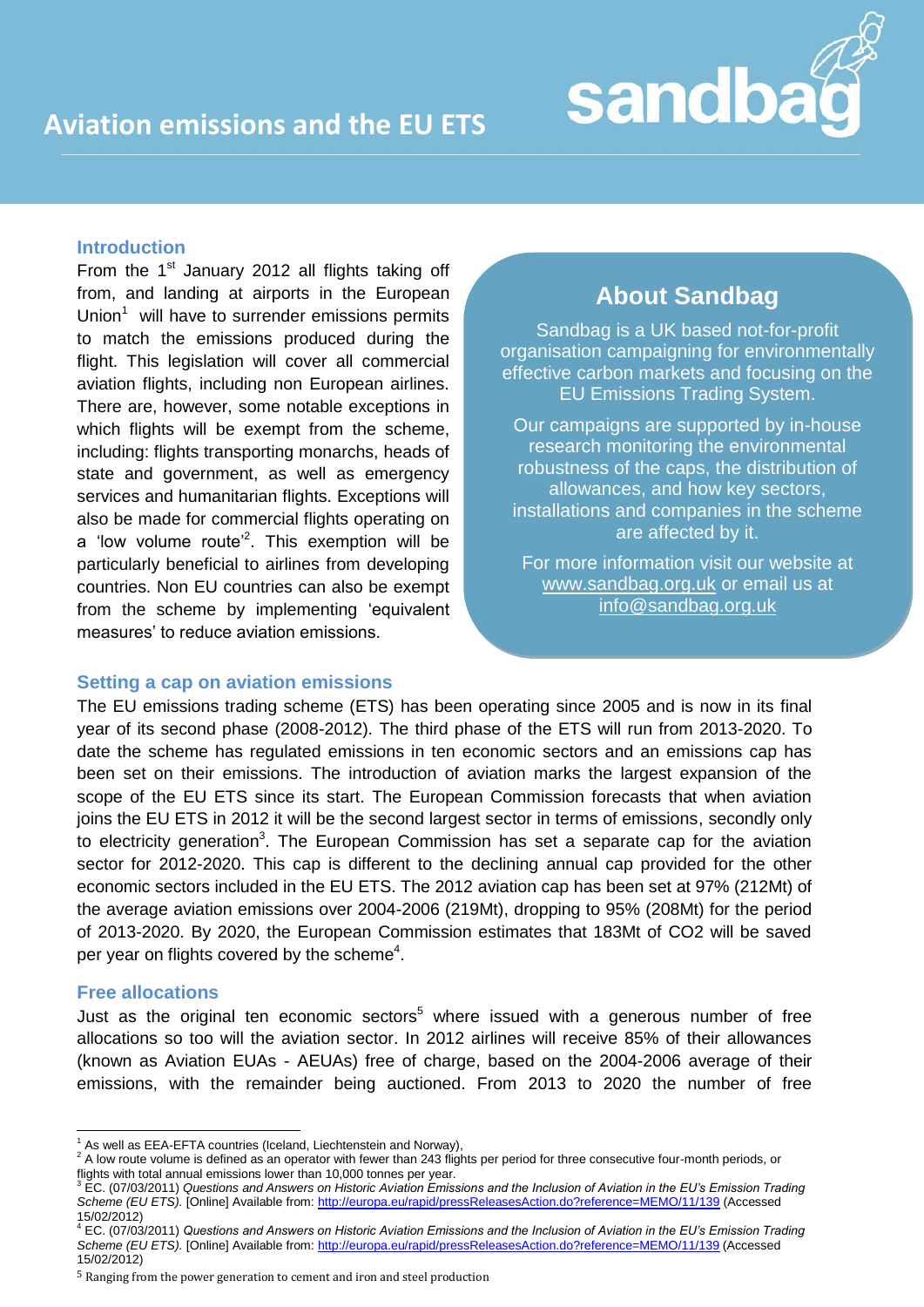# Aviation emissions and the EU ETS

## Introduction

From the 1st January 2012 all flights taking off from, and landing at airports in the European Union[1] will have to surrender emissions permits to match the emissions produced during the flight. This legislation will cover all commercial aviation flights, including non European airlines. There are, however, some notable exceptions in which flights will be exempt from the scheme, including: flights transporting monarchs, heads of state and government, as well as emergency services and humanitarian flights. Exceptions will also be made for commercial flights operating on a 'low volume route'[2]. This exemption will be particularly beneficial to airlines from developing countries. Non EU countries can also be exempt from the scheme by implementing 'equivalent measures' to reduce aviation emissions.

## About Sandbag

Sandbag is a UK based not-for-profit organisation campaigning for environmentally effective carbon markets and focusing on the EU Emissions Trading System.

Our campaigns are supported by in-house research monitoring the environmental robustness of the caps, the distribution of allowances, and how key sectors, installations and companies in the scheme are affected by it.

For more information visit our website at www.sandbag.org.uk or email us at info@sandbag.org.uk

## Setting a cap on aviation emissions

The EU emissions trading scheme (ETS) has been operating since 2005 and is now in its final year of its second phase (2008-2012). The third phase of the ETS will run from 2013-2020. To date the scheme has regulated emissions in ten economic sectors and an emissions cap has been set on their emissions. The introduction of aviation marks the largest expansion of the scope of the EU ETS since its start. The European Commission forecasts that when aviation joins the EU ETS in 2012 it will be the second largest sector in terms of emissions, secondly only to electricity generation[3]. The European Commission has set a separate cap for the aviation sector for 2012-2020. This cap is different to the declining annual cap provided for the other economic sectors included in the EU ETS. The 2012 aviation cap has been set at 97% (212Mt) of the average aviation emissions over 2004-2006 (219Mt), dropping to 95% (208Mt) for the period of 2013-2020. By 2020, the European Commission estimates that 183Mt of CO2 will be saved per year on flights covered by the scheme[4].

## Free allocations

Just as the original ten economic sectors[5] where issued with a generous number of free allocations so too will the aviation sector. In 2012 airlines will receive 85% of their allowances (known as Aviation EUAs - AEUAs) free of charge, based on the 2004-2006 average of their emissions, with the remainder being auctioned. From 2013 to 2020 the number of free

---

[1] As well as EEA-EFTA countries (Iceland, Liechtenstein and Norway),

[2] A low route volume is defined as an operator with fewer than 243 flights per period for three consecutive four-month periods, or flights with total annual emissions lower than 10,000 tonnes per year.

[3] EC. (07/03/2011) *Questions and Answers on Historic Aviation Emissions and the Inclusion of Aviation in the EU's Emission Trading Scheme (EU ETS).* [Online] Available from: http://europa.eu/rapid/pressReleasesAction.do?reference=MEMO/11/139 (Accessed 15/02/2012)

[4] EC. (07/03/2011) *Questions and Answers on Historic Aviation Emissions and the Inclusion of Aviation in the EU's Emission Trading Scheme (EU ETS).* [Online] Available from: http://europa.eu/rapid/pressReleasesAction.do?reference=MEMO/11/139 (Accessed 15/02/2012)

[5] Ranging from the power generation to cement and iron and steel production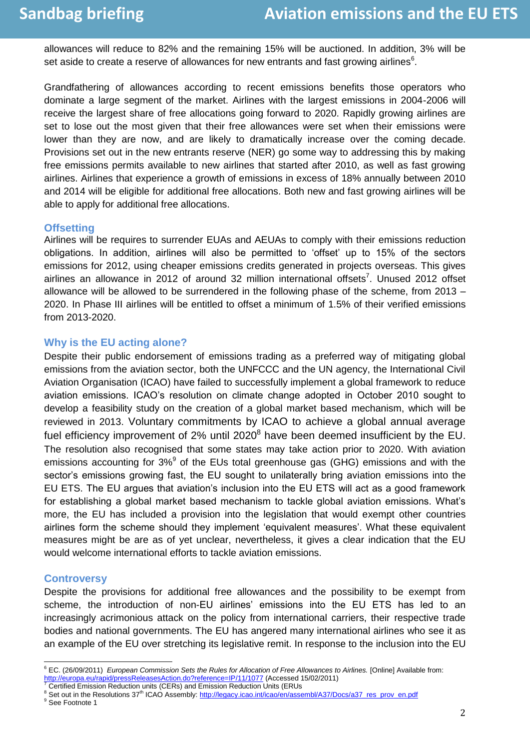allowances will reduce to 82% and the remaining 15% will be auctioned. In addition, 3% will be set aside to create a reserve of allowances for new entrants and fast growing airlines[6].

Grandfathering of allowances according to recent emissions benefits those operators who dominate a large segment of the market. Airlines with the largest emissions in 2004-2006 will receive the largest share of free allocations going forward to 2020. Rapidly growing airlines are set to lose out the most given that their free allowances were set when their emissions were lower than they are now, and are likely to dramatically increase over the coming decade. Provisions set out in the new entrants reserve (NER) go some way to addressing this by making free emissions permits available to new airlines that started after 2010, as well as fast growing airlines. Airlines that experience a growth of emissions in excess of 18% annually between 2010 and 2014 will be eligible for additional free allocations. Both new and fast growing airlines will be able to apply for additional free allocations.

### Offsetting

Airlines will be requires to surrender EUAs and AEUAs to comply with their emissions reduction obligations. In addition, airlines will also be permitted to 'offset' up to 15% of the sectors emissions for 2012, using cheaper emissions credits generated in projects overseas. This gives airlines an allowance in 2012 of around 32 million international offsets[7]. Unused 2012 offset allowance will be allowed to be surrendered in the following phase of the scheme, from 2013 – 2020. In Phase III airlines will be entitled to offset a minimum of 1.5% of their verified emissions from 2013-2020.

### Why is the EU acting alone?

Despite their public endorsement of emissions trading as a preferred way of mitigating global emissions from the aviation sector, both the UNFCCC and the UN agency, the International Civil Aviation Organisation (ICAO) have failed to successfully implement a global framework to reduce aviation emissions. ICAO's resolution on climate change adopted in October 2010 sought to develop a feasibility study on the creation of a global market based mechanism, which will be reviewed in 2013. Voluntary commitments by ICAO to achieve a global annual average fuel efficiency improvement of 2% until 2020[8] have been deemed insufficient by the EU. The resolution also recognised that some states may take action prior to 2020. With aviation emissions accounting for 3%[9] of the EUs total greenhouse gas (GHG) emissions and with the sector's emissions growing fast, the EU sought to unilaterally bring aviation emissions into the EU ETS. The EU argues that aviation's inclusion into the EU ETS will act as a good framework for establishing a global market based mechanism to tackle global aviation emissions. What's more, the EU has included a provision into the legislation that would exempt other countries airlines form the scheme should they implement 'equivalent measures'. What these equivalent measures might be are as of yet unclear, nevertheless, it gives a clear indication that the EU would welcome international efforts to tackle aviation emissions.

### Controversy

Despite the provisions for additional free allowances and the possibility to be exempt from scheme, the introduction of non-EU airlines' emissions into the EU ETS has led to an increasingly acrimonious attack on the policy from international carriers, their respective trade bodies and national governments. The EU has angered many international airlines who see it as an example of the EU over stretching its legislative remit. In response to the inclusion into the EU

---

[6] EC. (26/09/2011) *European Commission Sets the Rules for Allocation of Free Allowances to Airlines.* [Online] Available from: http://europa.eu/rapid/pressReleasesAction.do?reference=IP/11/1077 (Accessed 15/02/2011)

[7] Certified Emission Reduction units (CERs) and Emission Reduction Units (ERUs

[8] Set out in the Resolutions 37th ICAO Assembly: http://legacy.icao.int/icao/en/assembl/A37/Docs/a37_res_prov_en.pdf

[9] See Footnote 1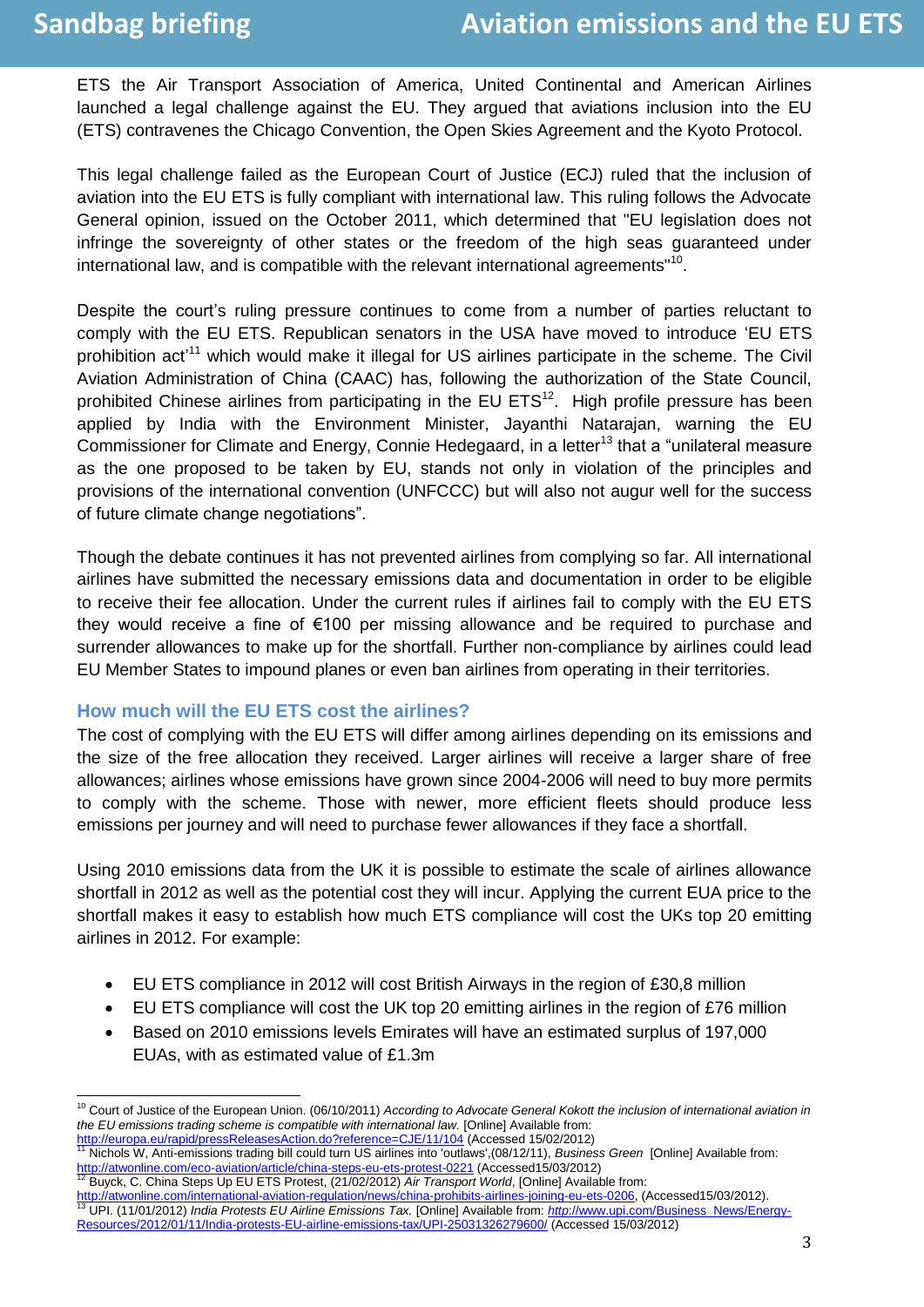ETS the Air Transport Association of America, United Continental and American Airlines launched a legal challenge against the EU. They argued that aviations inclusion into the EU (ETS) contravenes the Chicago Convention, the Open Skies Agreement and the Kyoto Protocol.

This legal challenge failed as the European Court of Justice (ECJ) ruled that the inclusion of aviation into the EU ETS is fully compliant with international law. This ruling follows the Advocate General opinion, issued on the October 2011, which determined that "EU legislation does not infringe the sovereignty of other states or the freedom of the high seas guaranteed under international law, and is compatible with the relevant international agreements"[10].

Despite the court's ruling pressure continues to come from a number of parties reluctant to comply with the EU ETS. Republican senators in the USA have moved to introduce 'EU ETS prohibition act'[11] which would make it illegal for US airlines participate in the scheme. The Civil Aviation Administration of China (CAAC) has, following the authorization of the State Council, prohibited Chinese airlines from participating in the EU ETS[12]. High profile pressure has been applied by India with the Environment Minister, Jayanthi Natarajan, warning the EU Commissioner for Climate and Energy, Connie Hedegaard, in a letter[13] that a "unilateral measure as the one proposed to be taken by EU, stands not only in violation of the principles and provisions of the international convention (UNFCCC) but will also not augur well for the success of future climate change negotiations".

Though the debate continues it has not prevented airlines from complying so far. All international airlines have submitted the necessary emissions data and documentation in order to be eligible to receive their fee allocation. Under the current rules if airlines fail to comply with the EU ETS they would receive a fine of €100 per missing allowance and be required to purchase and surrender allowances to make up for the shortfall. Further non-compliance by airlines could lead EU Member States to impound planes or even ban airlines from operating in their territories.

### How much will the EU ETS cost the airlines?

The cost of complying with the EU ETS will differ among airlines depending on its emissions and the size of the free allocation they received. Larger airlines will receive a larger share of free allowances; airlines whose emissions have grown since 2004-2006 will need to buy more permits to comply with the scheme. Those with newer, more efficient fleets should produce less emissions per journey and will need to purchase fewer allowances if they face a shortfall.

Using 2010 emissions data from the UK it is possible to estimate the scale of airlines allowance shortfall in 2012 as well as the potential cost they will incur. Applying the current EUA price to the shortfall makes it easy to establish how much ETS compliance will cost the UKs top 20 emitting airlines in 2012. For example:

- EU ETS compliance in 2012 will cost British Airways in the region of £30,8 million
- EU ETS compliance will cost the UK top 20 emitting airlines in the region of £76 million
- Based on 2010 emissions levels Emirates will have an estimated surplus of 197,000 EUAs, with as estimated value of £1.3m

---

[10] Court of Justice of the European Union. (06/10/2011) *According to Advocate General Kokott the inclusion of international aviation in the EU emissions trading scheme is compatible with international law.* [Online] Available from: http://europa.eu/rapid/pressReleasesAction.do?reference=CJE/11/104 (Accessed 15/02/2012)

[11] Nichols W, Anti-emissions trading bill could turn US airlines into 'outlaws',(08/12/11), *Business Green* [Online] Available from: http://atwonline.com/eco-aviation/article/china-steps-eu-ets-protest-0221 (Accessed15/03/2012)

[12] Buyck, C. China Steps Up EU ETS Protest, (21/02/2012) *Air Transport World*, [Online] Available from: http://atwonline.com/international-aviation-regulation/news/china-prohibits-airlines-joining-eu-ets-0206, (Accessed15/03/2012).

[13] UPI. (11/01/2012) *India Protests EU Airline Emissions Tax.* [Online] Available from: http://www.upi.com/Business_News/Energy-Resources/2012/01/11/India-protests-EU-airline-emissions-tax/UPI-25031326279600/ (Accessed 15/03/2012)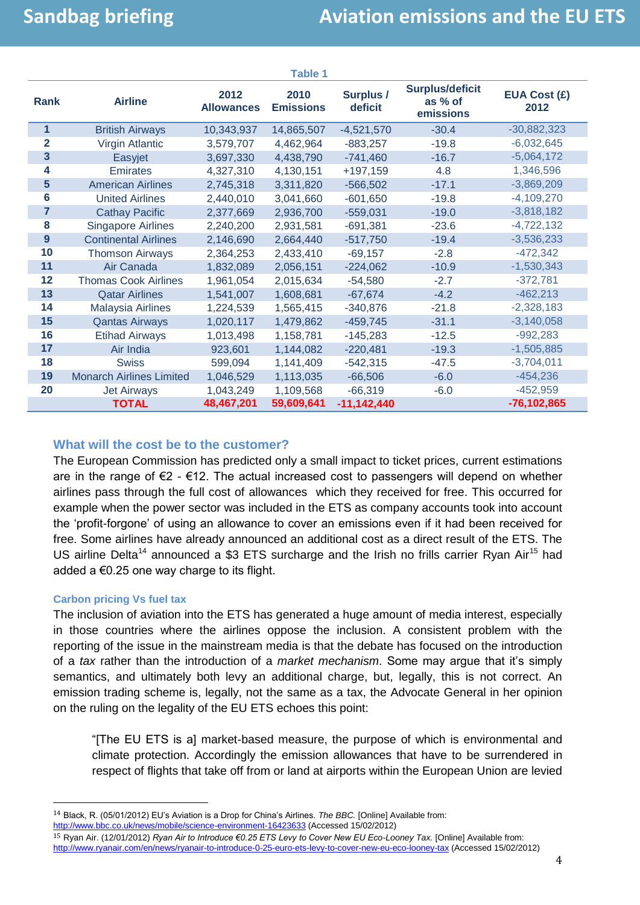Table 1

| Rank | Airline | 2012 Allowances | 2010 Emissions | Surplus / deficit | Surplus/deficit as % of emissions | EUA Cost (£) 2012 |
|---|---|---|---|---|---|---|
| 1 | British Airways | 10,343,937 | 14,865,507 | -4,521,570 | -30.4 | -30,882,323 |
| 2 | Virgin Atlantic | 3,579,707 | 4,462,964 | -883,257 | -19.8 | -6,032,645 |
| 3 | Easyjet | 3,697,330 | 4,438,790 | -741,460 | -16.7 | -5,064,172 |
| 4 | Emirates | 4,327,310 | 4,130,151 | +197,159 | 4.8 | 1,346,596 |
| 5 | American Airlines | 2,745,318 | 3,311,820 | -566,502 | -17.1 | -3,869,209 |
| 6 | United Airlines | 2,440,010 | 3,041,660 | -601,650 | -19.8 | -4,109,270 |
| 7 | Cathay Pacific | 2,377,669 | 2,936,700 | -559,031 | -19.0 | -3,818,182 |
| 8 | Singapore Airlines | 2,240,200 | 2,931,581 | -691,381 | -23.6 | -4,722,132 |
| 9 | Continental Airlines | 2,146,690 | 2,664,440 | -517,750 | -19.4 | -3,536,233 |
| 10 | Thomson Airways | 2,364,253 | 2,433,410 | -69,157 | -2.8 | -472,342 |
| 11 | Air Canada | 1,832,089 | 2,056,151 | -224,062 | -10.9 | -1,530,343 |
| 12 | Thomas Cook Airlines | 1,961,054 | 2,015,634 | -54,580 | -2.7 | -372,781 |
| 13 | Qatar Airlines | 1,541,007 | 1,608,681 | -67,674 | -4.2 | -462,213 |
| 14 | Malaysia Airlines | 1,224,539 | 1,565,415 | -340,876 | -21.8 | -2,328,183 |
| 15 | Qantas Airways | 1,020,117 | 1,479,862 | -459,745 | -31.1 | -3,140,058 |
| 16 | Etihad Airways | 1,013,498 | 1,158,781 | -145,283 | -12.5 | -992,283 |
| 17 | Air India | 923,601 | 1,144,082 | -220,481 | -19.3 | -1,505,885 |
| 18 | Swiss | 599,094 | 1,141,409 | -542,315 | -47.5 | -3,704,011 |
| 19 | Monarch Airlines Limited | 1,046,529 | 1,113,035 | -66,506 | -6.0 | -454,236 |
| 20 | Jet Airways | 1,043,249 | 1,109,568 | -66,319 | -6.0 | -452,959 |
| | **TOTAL** | **48,467,201** | **59,609,641** | **-11,142,440** | | **-76,102,865** |

## What will the cost be to the customer?

The European Commission has predicted only a small impact to ticket prices, current estimations are in the range of €2 - €12. The actual increased cost to passengers will depend on whether airlines pass through the full cost of allowances which they received for free. This occurred for example when the power sector was included in the ETS as company accounts took into account the 'profit-forgone' of using an allowance to cover an emissions even if it had been received for free. Some airlines have already announced an additional cost as a direct result of the ETS. The US airline Delta[14] announced a $3 ETS surcharge and the Irish no frills carrier Ryan Air[15] had added a €0.25 one way charge to its flight.

### Carbon pricing Vs fuel tax

The inclusion of aviation into the ETS has generated a huge amount of media interest, especially in those countries where the airlines oppose the inclusion. A consistent problem with the reporting of the issue in the mainstream media is that the debate has focused on the introduction of a *tax* rather than the introduction of a *market mechanism*. Some may argue that it's simply semantics, and ultimately both levy an additional charge, but, legally, this is not correct. An emission trading scheme is, legally, not the same as a tax, the Advocate General in her opinion on the ruling on the legality of the EU ETS echoes this point:

> "[The EU ETS is a] market-based measure, the purpose of which is environmental and climate protection. Accordingly the emission allowances that have to be surrendered in respect of flights that take off from or land at airports within the European Union are levied

---

[14] Black, R. (05/01/2012) EU's Aviation is a Drop for China's Airlines. *The BBC.* [Online] Available from: http://www.bbc.co.uk/news/mobile/science-environment-16423633 (Accessed 15/02/2012)

[15] Ryan Air. (12/01/2012) *Ryan Air to Introduce €0.25 ETS Levy to Cover New EU Eco-Looney Tax.* [Online] Available from: http://www.ryanair.com/en/news/ryanair-to-introduce-0-25-euro-ets-levy-to-cover-new-eu-eco-looney-tax (Accessed 15/02/2012)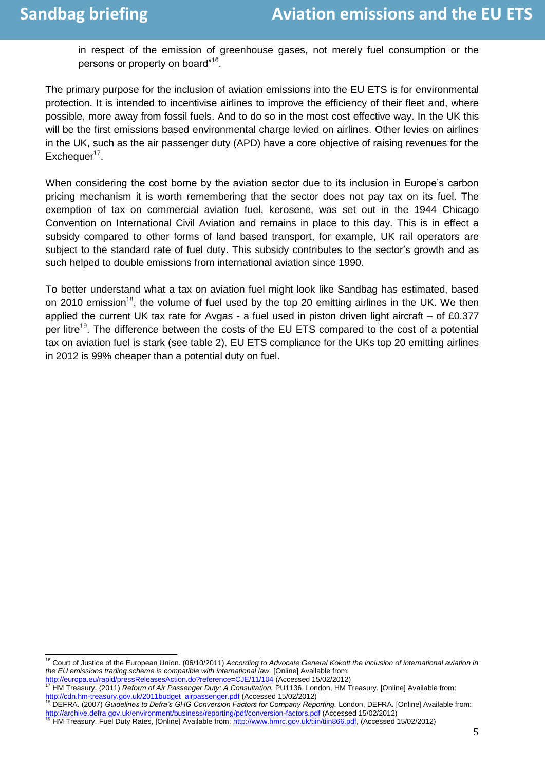in respect of the emission of greenhouse gases, not merely fuel consumption or the persons or property on board”[16].

The primary purpose for the inclusion of aviation emissions into the EU ETS is for environmental protection. It is intended to incentivise airlines to improve the efficiency of their fleet and, where possible, more away from fossil fuels. And to do so in the most cost effective way. In the UK this will be the first emissions based environmental charge levied on airlines. Other levies on airlines in the UK, such as the air passenger duty (APD) have a core objective of raising revenues for the Exchequer[17].

When considering the cost borne by the aviation sector due to its inclusion in Europe’s carbon pricing mechanism it is worth remembering that the sector does not pay tax on its fuel. The exemption of tax on commercial aviation fuel, kerosene, was set out in the 1944 Chicago Convention on International Civil Aviation and remains in place to this day. This is in effect a subsidy compared to other forms of land based transport, for example, UK rail operators are subject to the standard rate of fuel duty. This subsidy contributes to the sector’s growth and as such helped to double emissions from international aviation since 1990.

To better understand what a tax on aviation fuel might look like Sandbag has estimated, based on 2010 emission[18], the volume of fuel used by the top 20 emitting airlines in the UK. We then applied the current UK tax rate for Avgas - a fuel used in piston driven light aircraft – of £0.377 per litre[19]. The difference between the costs of the EU ETS compared to the cost of a potential tax on aviation fuel is stark (see table 2). EU ETS compliance for the UKs top 20 emitting airlines in 2012 is 99% cheaper than a potential duty on fuel.

---

[16] Court of Justice of the European Union. (06/10/2011) *According to Advocate General Kokott the inclusion of international aviation in the EU emissions trading scheme is compatible with international law.* [Online] Available from: http://europa.eu/rapid/pressReleasesAction.do?reference=CJE/11/104 (Accessed 15/02/2012)

[17] HM Treasury. (2011) *Reform of Air Passenger Duty: A Consultation.* PU1136. London, HM Treasury. [Online] Available from: http://cdn.hm-treasury.gov.uk/2011budget_airpassenger.pdf (Accessed 15/02/2012)

[18] DEFRA. (2007) *Guidelines to Defra’s GHG Conversion Factors for Company Reporting.* London, DEFRA. [Online] Available from: http://archive.defra.gov.uk/environment/business/reporting/pdf/conversion-factors.pdf (Accessed 15/02/2012)

[19] HM Treasury. Fuel Duty Rates, [Online] Available from: http://www.hmrc.gov.uk/tiin/tiin866.pdf, (Accessed 15/02/2012)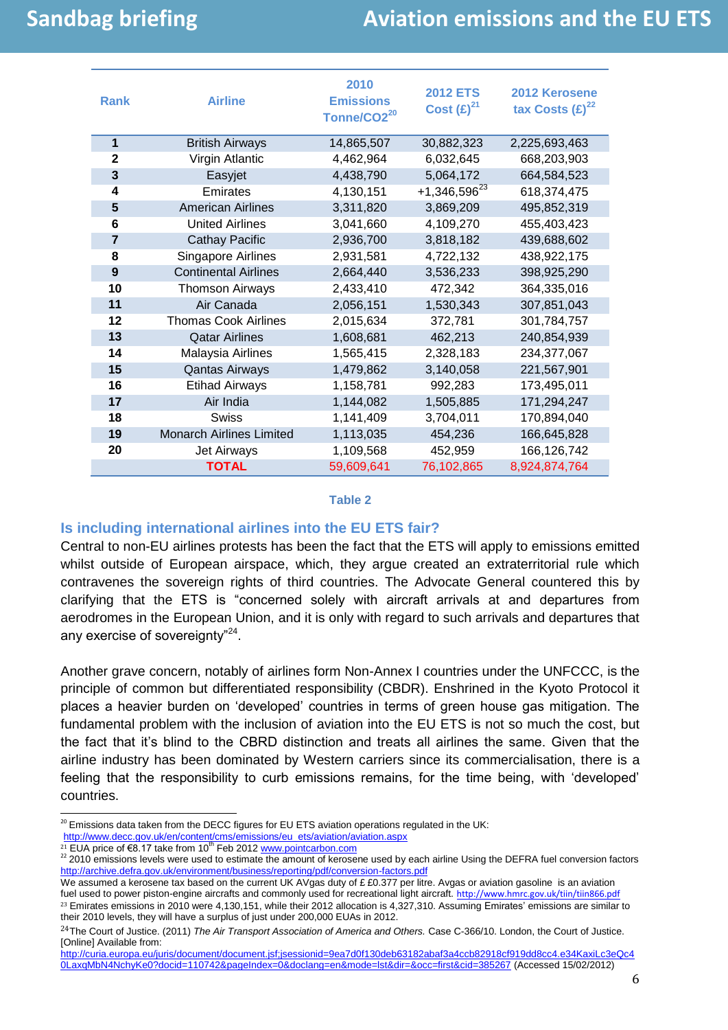| Rank | Airline | 2010 Emissions Tonne/CO2[20] | 2012 ETS Cost (£)[21] | 2012 Kerosene tax Costs (£)[22] |
|---|---|---|---|---|
| 1 | British Airways | 14,865,507 | 30,882,323 | 2,225,693,463 |
| 2 | Virgin Atlantic | 4,462,964 | 6,032,645 | 668,203,903 |
| 3 | Easyjet | 4,438,790 | 5,064,172 | 664,584,523 |
| 4 | Emirates | 4,130,151 | +1,346,596[23] | 618,374,475 |
| 5 | American Airlines | 3,311,820 | 3,869,209 | 495,852,319 |
| 6 | United Airlines | 3,041,660 | 4,109,270 | 455,403,423 |
| 7 | Cathay Pacific | 2,936,700 | 3,818,182 | 439,688,602 |
| 8 | Singapore Airlines | 2,931,581 | 4,722,132 | 438,922,175 |
| 9 | Continental Airlines | 2,664,440 | 3,536,233 | 398,925,290 |
| 10 | Thomson Airways | 2,433,410 | 472,342 | 364,335,016 |
| 11 | Air Canada | 2,056,151 | 1,530,343 | 307,851,043 |
| 12 | Thomas Cook Airlines | 2,015,634 | 372,781 | 301,784,757 |
| 13 | Qatar Airlines | 1,608,681 | 462,213 | 240,854,939 |
| 14 | Malaysia Airlines | 1,565,415 | 2,328,183 | 234,377,067 |
| 15 | Qantas Airways | 1,479,862 | 3,140,058 | 221,567,901 |
| 16 | Etihad Airways | 1,158,781 | 992,283 | 173,495,011 |
| 17 | Air India | 1,144,082 | 1,505,885 | 171,294,247 |
| 18 | Swiss | 1,141,409 | 3,704,011 | 170,894,040 |
| 19 | Monarch Airlines Limited | 1,113,035 | 454,236 | 166,645,828 |
| 20 | Jet Airways | 1,109,568 | 452,959 | 166,126,742 |
| | **TOTAL** | 59,609,641 | 76,102,865 | 8,924,874,764 |

Table 2

## Is including international airlines into the EU ETS fair?

Central to non-EU airlines protests has been the fact that the ETS will apply to emissions emitted whilst outside of European airspace, which, they argue created an extraterritorial rule which contravenes the sovereign rights of third countries. The Advocate General countered this by clarifying that the ETS is "concerned solely with aircraft arrivals at and departures from aerodromes in the European Union, and it is only with regard to such arrivals and departures that any exercise of sovereignty"[24].

Another grave concern, notably of airlines form Non-Annex I countries under the UNFCCC, is the principle of common but differentiated responsibility (CBDR). Enshrined in the Kyoto Protocol it places a heavier burden on 'developed' countries in terms of green house gas mitigation. The fundamental problem with the inclusion of aviation into the EU ETS is not so much the cost, but the fact that it's blind to the CBRD distinction and treats all airlines the same. Given that the airline industry has been dominated by Western carriers since its commercialisation, there is a feeling that the responsibility to curb emissions remains, for the time being, with 'developed' countries.

---

[20] Emissions data taken from the DECC figures for EU ETS aviation operations regulated in the UK: http://www.decc.gov.uk/en/content/cms/emissions/eu_ets/aviation/aviation.aspx

[21] EUA price of €8.17 take from 10th Feb 2012 www.pointcarbon.com

[22] 2010 emissions levels were used to estimate the amount of kerosene used by each airline Using the DEFRA fuel conversion factors http://archive.defra.gov.uk/environment/business/reporting/pdf/conversion-factors.pdf

We assumed a kerosene tax based on the current UK AVgas duty of £ £0.377 per litre. Avgas or aviation gasoline is an aviation fuel used to power piston-engine aircrafts and commonly used for recreational light aircraft. http://www.hmrc.gov.uk/tiin/tiin866.pdf

[23] Emirates emissions in 2010 were 4,130,151, while their 2012 allocation is 4,327,310. Assuming Emirates' emissions are similar to their 2010 levels, they will have a surplus of just under 200,000 EUAs in 2012.

[24] The Court of Justice. (2011) *The Air Transport Association of America and Others.* Case C-366/10. London, the Court of Justice. [Online] Available from: http://curia.europa.eu/juris/document/document.jsf;jsessionid=9ea7d0f130deb63182abaf3a4ccb82918cf919dd8cc4.e34KaxiLc3eQc40LaxqMbN4NchyKe0?docid=110742&pageIndex=0&doclang=en&mode=lst&dir=&occ=first&cid=385267 (Accessed 15/02/2012)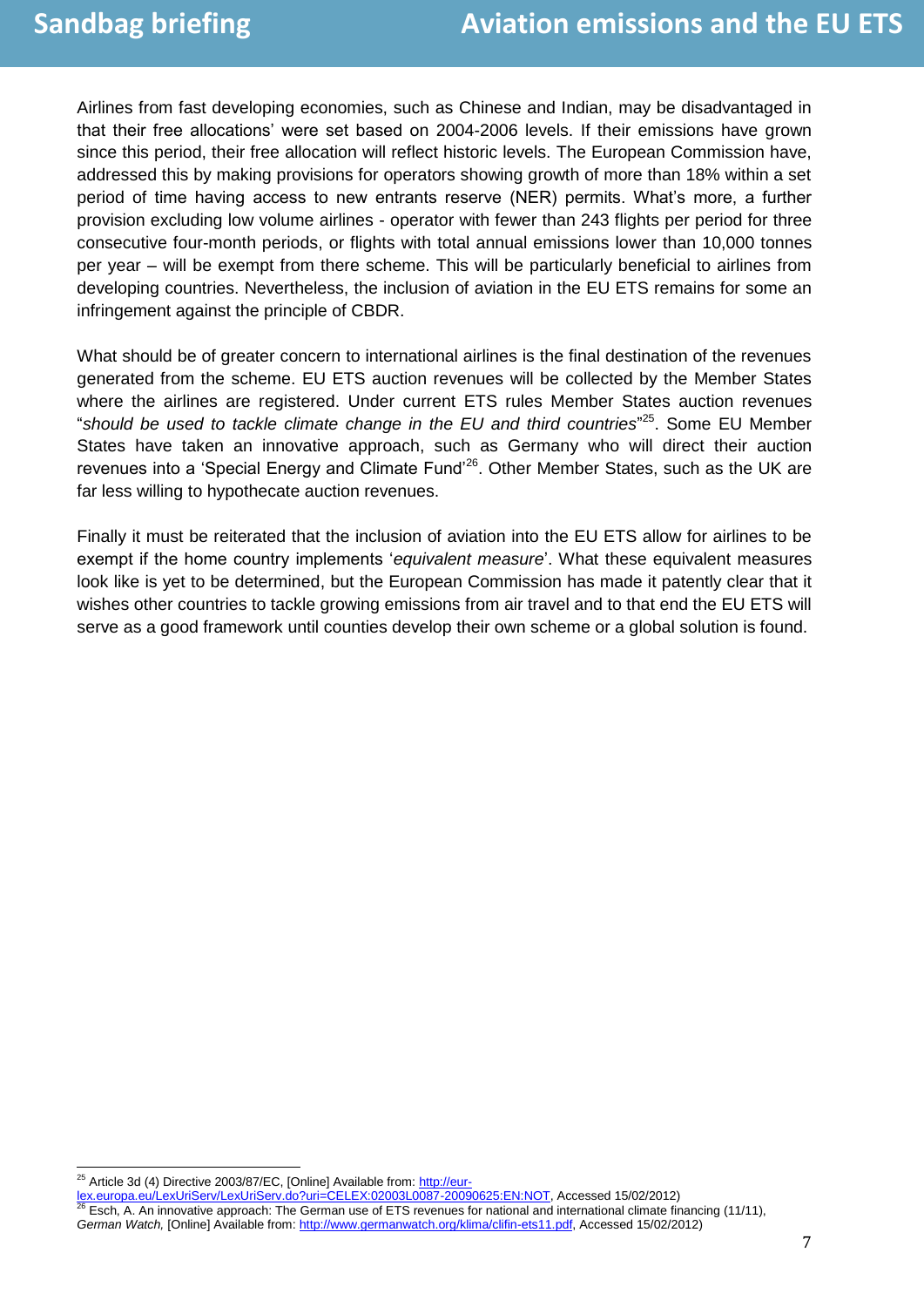Airlines from fast developing economies, such as Chinese and Indian, may be disadvantaged in that their free allocations' were set based on 2004-2006 levels. If their emissions have grown since this period, their free allocation will reflect historic levels. The European Commission have, addressed this by making provisions for operators showing growth of more than 18% within a set period of time having access to new entrants reserve (NER) permits. What's more, a further provision excluding low volume airlines - operator with fewer than 243 flights per period for three consecutive four-month periods, or flights with total annual emissions lower than 10,000 tonnes per year – will be exempt from there scheme. This will be particularly beneficial to airlines from developing countries. Nevertheless, the inclusion of aviation in the EU ETS remains for some an infringement against the principle of CBDR.

What should be of greater concern to international airlines is the final destination of the revenues generated from the scheme. EU ETS auction revenues will be collected by the Member States where the airlines are registered. Under current ETS rules Member States auction revenues "*should be used to tackle climate change in the EU and third countries*"[25]. Some EU Member States have taken an innovative approach, such as Germany who will direct their auction revenues into a 'Special Energy and Climate Fund'[26]. Other Member States, such as the UK are far less willing to hypothecate auction revenues.

Finally it must be reiterated that the inclusion of aviation into the EU ETS allow for airlines to be exempt if the home country implements '*equivalent measure*'. What these equivalent measures look like is yet to be determined, but the European Commission has made it patently clear that it wishes other countries to tackle growing emissions from air travel and to that end the EU ETS will serve as a good framework until counties develop their own scheme or a global solution is found.

---

[25] Article 3d (4) Directive 2003/87/EC, [Online] Available from: http://eur-lex.europa.eu/LexUriServ/LexUriServ.do?uri=CELEX:02003L0087-20090625:EN:NOT, Accessed 15/02/2012)

[26] Esch, A. An innovative approach: The German use of ETS revenues for national and international climate financing (11/11), *German Watch,* [Online] Available from: http://www.germanwatch.org/klima/clifin-ets11.pdf, Accessed 15/02/2012)